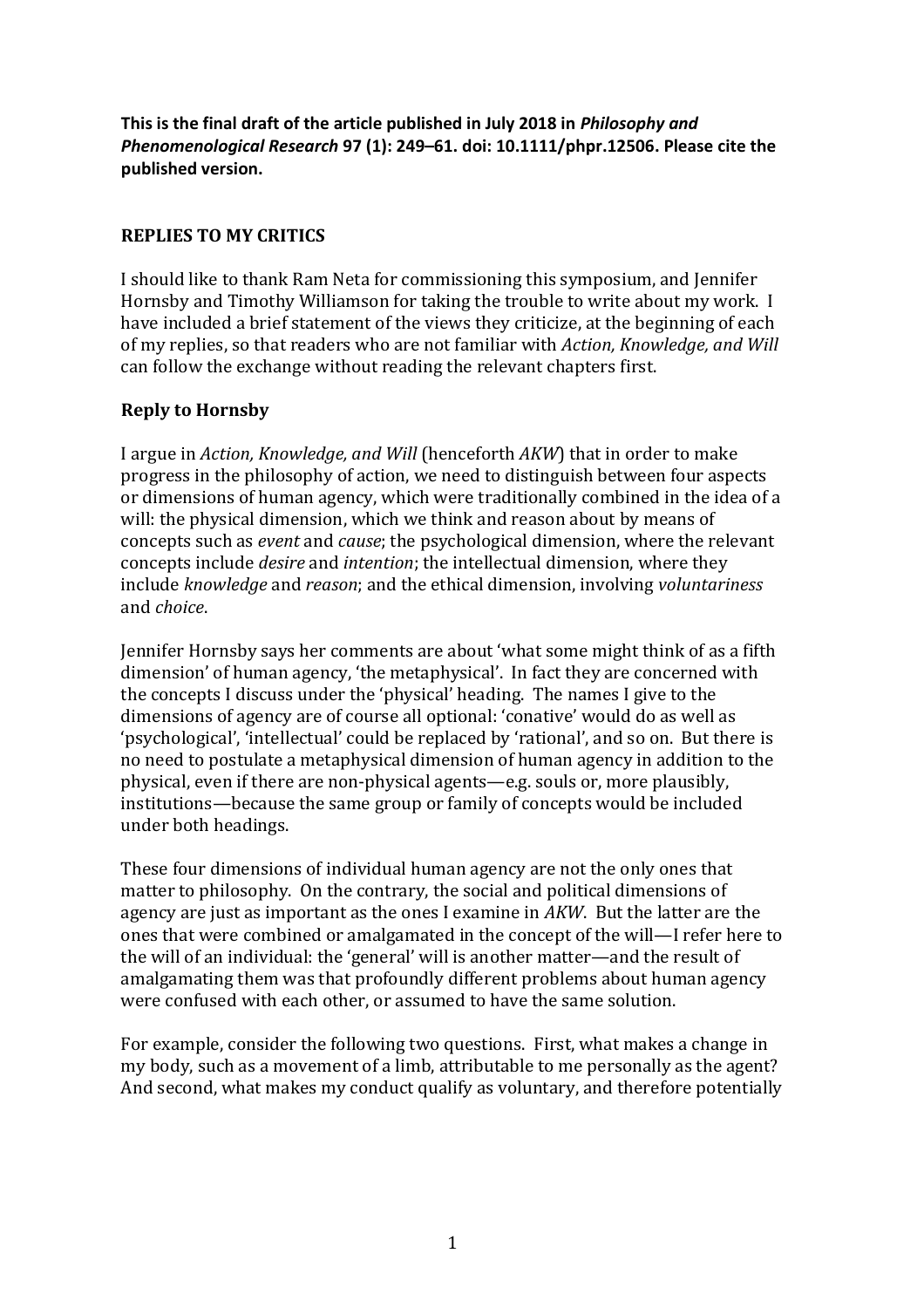**This is the final draft of the article published in July 2018 in *Philosophy and Phenomenological Research* 97 (1): 249–61. doi: 10.1111/phpr.12506. Please cite the published version.**

## REPLIES TO MY CRITICS

I should like to thank Ram Neta for commissioning this symposium, and Jennifer Hornsby and Timothy Williamson for taking the trouble to write about my work. I have included a brief statement of the views they criticize, at the beginning of each of my replies, so that readers who are not familiar with *Action, Knowledge, and Will* can follow the exchange without reading the relevant chapters first.

### Reply to Hornsby

I argue in *Action, Knowledge, and Will* (henceforth *AKW*) that in order to make progress in the philosophy of action, we need to distinguish between four aspects or dimensions of human agency, which were traditionally combined in the idea of a will: the physical dimension, which we think and reason about by means of concepts such as *event* and *cause*; the psychological dimension, where the relevant concepts include *desire* and *intention*; the intellectual dimension, where they include *knowledge* and *reason*; and the ethical dimension, involving *voluntariness* and *choice*.

Jennifer Hornsby says her comments are about 'what some might think of as a fifth dimension' of human agency, 'the metaphysical'. In fact they are concerned with the concepts I discuss under the 'physical' heading. The names I give to the dimensions of agency are of course all optional: 'conative' would do as well as 'psychological', 'intellectual' could be replaced by 'rational', and so on. But there is no need to postulate a metaphysical dimension of human agency in addition to the physical, even if there are non-physical agents—e.g. souls or, more plausibly, institutions—because the same group or family of concepts would be included under both headings.

These four dimensions of individual human agency are not the only ones that matter to philosophy. On the contrary, the social and political dimensions of agency are just as important as the ones I examine in *AKW*. But the latter are the ones that were combined or amalgamated in the concept of the will—I refer here to the will of an individual: the 'general' will is another matter—and the result of amalgamating them was that profoundly different problems about human agency were confused with each other, or assumed to have the same solution.

For example, consider the following two questions. First, what makes a change in my body, such as a movement of a limb, attributable to me personally as the agent? And second, what makes my conduct qualify as voluntary, and therefore potentially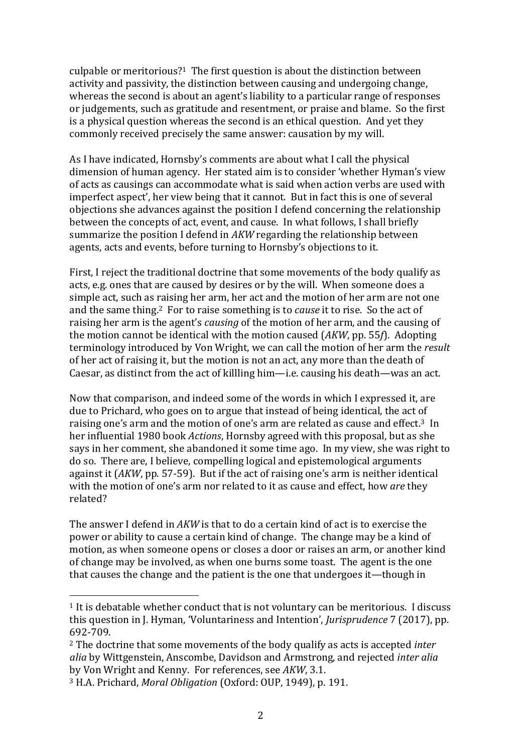culpable or meritorious?[1] The first question is about the distinction between activity and passivity, the distinction between causing and undergoing change, whereas the second is about an agent's liability to a particular range of responses or judgements, such as gratitude and resentment, or praise and blame. So the first is a physical question whereas the second is an ethical question. And yet they commonly received precisely the same answer: causation by my will.

As I have indicated, Hornsby's comments are about what I call the physical dimension of human agency. Her stated aim is to consider 'whether Hyman's view of acts as causings can accommodate what is said when action verbs are used with imperfect aspect', her view being that it cannot. But in fact this is one of several objections she advances against the position I defend concerning the relationship between the concepts of act, event, and cause. In what follows, I shall briefly summarize the position I defend in *AKW* regarding the relationship between agents, acts and events, before turning to Hornsby's objections to it.

First, I reject the traditional doctrine that some movements of the body qualify as acts, e.g. ones that are caused by desires or by the will. When someone does a simple act, such as raising her arm, her act and the motion of her arm are not one and the same thing.[2] For to raise something is to *cause* it to rise. So the act of raising her arm is the agent's *causing* of the motion of her arm, and the causing of the motion cannot be identical with the motion caused (*AKW*, pp. 55*f*). Adopting terminology introduced by Von Wright, we can call the motion of her arm the *result* of her act of raising it, but the motion is not an act, any more than the death of Caesar, as distinct from the act of killling him—i.e. causing his death—was an act.

Now that comparison, and indeed some of the words in which I expressed it, are due to Prichard, who goes on to argue that instead of being identical, the act of raising one's arm and the motion of one's arm are related as cause and effect.[3] In her influential 1980 book *Actions*, Hornsby agreed with this proposal, but as she says in her comment, she abandoned it some time ago. In my view, she was right to do so. There are, I believe, compelling logical and epistemological arguments against it (*AKW*, pp. 57-59). But if the act of raising one's arm is neither identical with the motion of one's arm nor related to it as cause and effect, how *are* they related?

The answer I defend in *AKW* is that to do a certain kind of act is to exercise the power or ability to cause a certain kind of change. The change may be a kind of motion, as when someone opens or closes a door or raises an arm, or another kind of change may be involved, as when one burns some toast. The agent is the one that causes the change and the patient is the one that undergoes it—though in

---

[1] It is debatable whether conduct that is not voluntary can be meritorious. I discuss this question in J. Hyman, 'Voluntariness and Intention', *Jurisprudence* 7 (2017), pp. 692-709.

[2] The doctrine that some movements of the body qualify as acts is accepted *inter alia* by Wittgenstein, Anscombe, Davidson and Armstrong, and rejected *inter alia* by Von Wright and Kenny. For references, see *AKW*, 3.1.

[3] H.A. Prichard, *Moral Obligation* (Oxford: OUP, 1949), p. 191.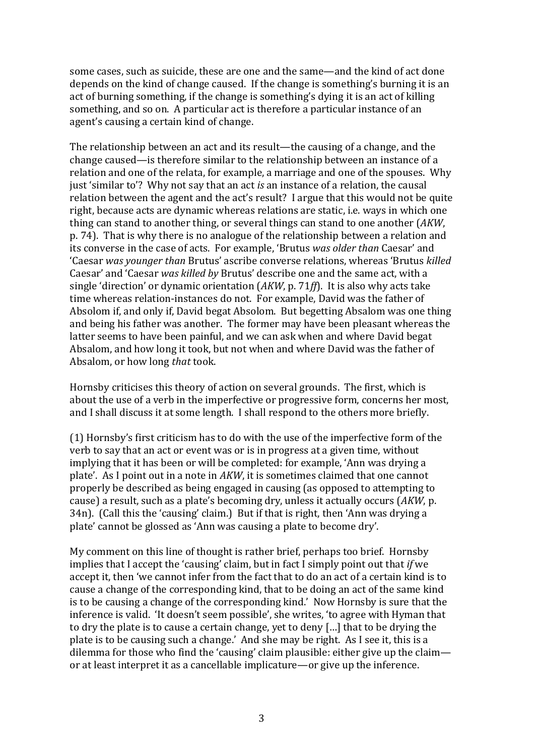some cases, such as suicide, these are one and the same—and the kind of act done depends on the kind of change caused. If the change is something's burning it is an act of burning something, if the change is something's dying it is an act of killing something, and so on. A particular act is therefore a particular instance of an agent's causing a certain kind of change.

The relationship between an act and its result—the causing of a change, and the change caused—is therefore similar to the relationship between an instance of a relation and one of the relata, for example, a marriage and one of the spouses. Why just 'similar to'? Why not say that an act *is* an instance of a relation, the causal relation between the agent and the act's result? I argue that this would not be quite right, because acts are dynamic whereas relations are static, i.e. ways in which one thing can stand to another thing, or several things can stand to one another (*AKW*, p. 74). That is why there is no analogue of the relationship between a relation and its converse in the case of acts. For example, 'Brutus *was older than* Caesar' and 'Caesar *was younger than* Brutus' ascribe converse relations, whereas 'Brutus *killed* Caesar' and 'Caesar *was killed by* Brutus' describe one and the same act, with a single 'direction' or dynamic orientation (*AKW*, p. 71*ff*). It is also why acts take time whereas relation-instances do not. For example, David was the father of Absolom if, and only if, David begat Absolom. But begetting Absalom was one thing and being his father was another. The former may have been pleasant whereas the latter seems to have been painful, and we can ask when and where David begat Absalom, and how long it took, but not when and where David was the father of Absalom, or how long *that* took.

Hornsby criticises this theory of action on several grounds. The first, which is about the use of a verb in the imperfective or progressive form, concerns her most, and I shall discuss it at some length. I shall respond to the others more briefly.

(1) Hornsby's first criticism has to do with the use of the imperfective form of the verb to say that an act or event was or is in progress at a given time, without implying that it has been or will be completed: for example, 'Ann was drying a plate'. As I point out in a note in *AKW*, it is sometimes claimed that one cannot properly be described as being engaged in causing (as opposed to attempting to cause) a result, such as a plate's becoming dry, unless it actually occurs (*AKW*, p. 34n). (Call this the 'causing' claim.) But if that is right, then 'Ann was drying a plate' cannot be glossed as 'Ann was causing a plate to become dry'.

My comment on this line of thought is rather brief, perhaps too brief. Hornsby implies that I accept the 'causing' claim, but in fact I simply point out that *if* we accept it, then 'we cannot infer from the fact that to do an act of a certain kind is to cause a change of the corresponding kind, that to be doing an act of the same kind is to be causing a change of the corresponding kind.' Now Hornsby is sure that the inference is valid. 'It doesn't seem possible', she writes, 'to agree with Hyman that to dry the plate is to cause a certain change, yet to deny […] that to be drying the plate is to be causing such a change.' And she may be right. As I see it, this is a dilemma for those who find the 'causing' claim plausible: either give up the claim—or at least interpret it as a cancellable implicature—or give up the inference.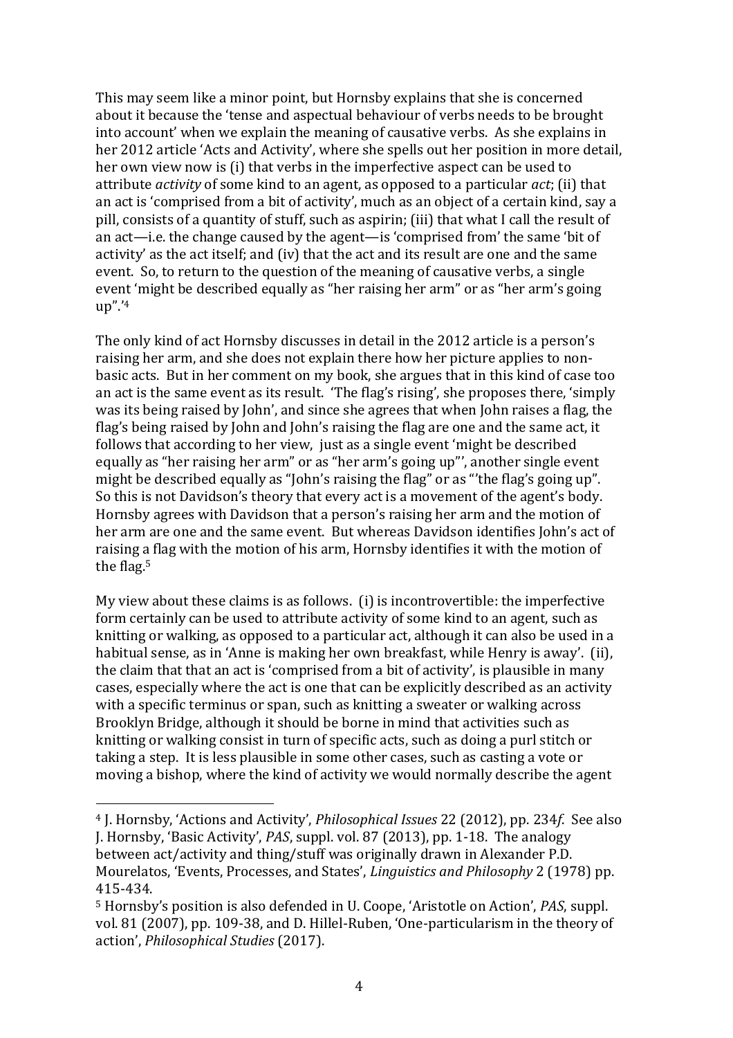This may seem like a minor point, but Hornsby explains that she is concerned about it because the 'tense and aspectual behaviour of verbs needs to be brought into account' when we explain the meaning of causative verbs. As she explains in her 2012 article 'Acts and Activity', where she spells out her position in more detail, her own view now is (i) that verbs in the imperfective aspect can be used to attribute *activity* of some kind to an agent, as opposed to a particular *act*; (ii) that an act is 'comprised from a bit of activity', much as an object of a certain kind, say a pill, consists of a quantity of stuff, such as aspirin; (iii) that what I call the result of an act—i.e. the change caused by the agent—is 'comprised from' the same 'bit of activity' as the act itself; and (iv) that the act and its result are one and the same event. So, to return to the question of the meaning of causative verbs, a single event 'might be described equally as "her raising her arm" or as "her arm's going up".'[4]

The only kind of act Hornsby discusses in detail in the 2012 article is a person's raising her arm, and she does not explain there how her picture applies to non-basic acts. But in her comment on my book, she argues that in this kind of case too an act is the same event as its result. 'The flag's rising', she proposes there, 'simply was its being raised by John', and since she agrees that when John raises a flag, the flag's being raised by John and John's raising the flag are one and the same act, it follows that according to her view, just as a single event 'might be described equally as "her raising her arm" or as "her arm's going up"', another single event might be described equally as "John's raising the flag" or as "'the flag's going up". So this is not Davidson's theory that every act is a movement of the agent's body. Hornsby agrees with Davidson that a person's raising her arm and the motion of her arm are one and the same event. But whereas Davidson identifies John's act of raising a flag with the motion of his arm, Hornsby identifies it with the motion of the flag.[5]

My view about these claims is as follows. (i) is incontrovertible: the imperfective form certainly can be used to attribute activity of some kind to an agent, such as knitting or walking, as opposed to a particular act, although it can also be used in a habitual sense, as in 'Anne is making her own breakfast, while Henry is away'. (ii), the claim that that an act is 'comprised from a bit of activity', is plausible in many cases, especially where the act is one that can be explicitly described as an activity with a specific terminus or span, such as knitting a sweater or walking across Brooklyn Bridge, although it should be borne in mind that activities such as knitting or walking consist in turn of specific acts, such as doing a purl stitch or taking a step. It is less plausible in some other cases, such as casting a vote or moving a bishop, where the kind of activity we would normally describe the agent

---

[4] J. Hornsby, 'Actions and Activity', *Philosophical Issues* 22 (2012), pp. 234*f*. See also J. Hornsby, 'Basic Activity', *PAS*, suppl. vol. 87 (2013), pp. 1-18. The analogy between act/activity and thing/stuff was originally drawn in Alexander P.D. Mourelatos, 'Events, Processes, and States', *Linguistics and Philosophy* 2 (1978) pp. 415-434.

[5] Hornsby's position is also defended in U. Coope, 'Aristotle on Action', *PAS*, suppl. vol. 81 (2007), pp. 109-38, and D. Hillel-Ruben, 'One-particularism in the theory of action', *Philosophical Studies* (2017).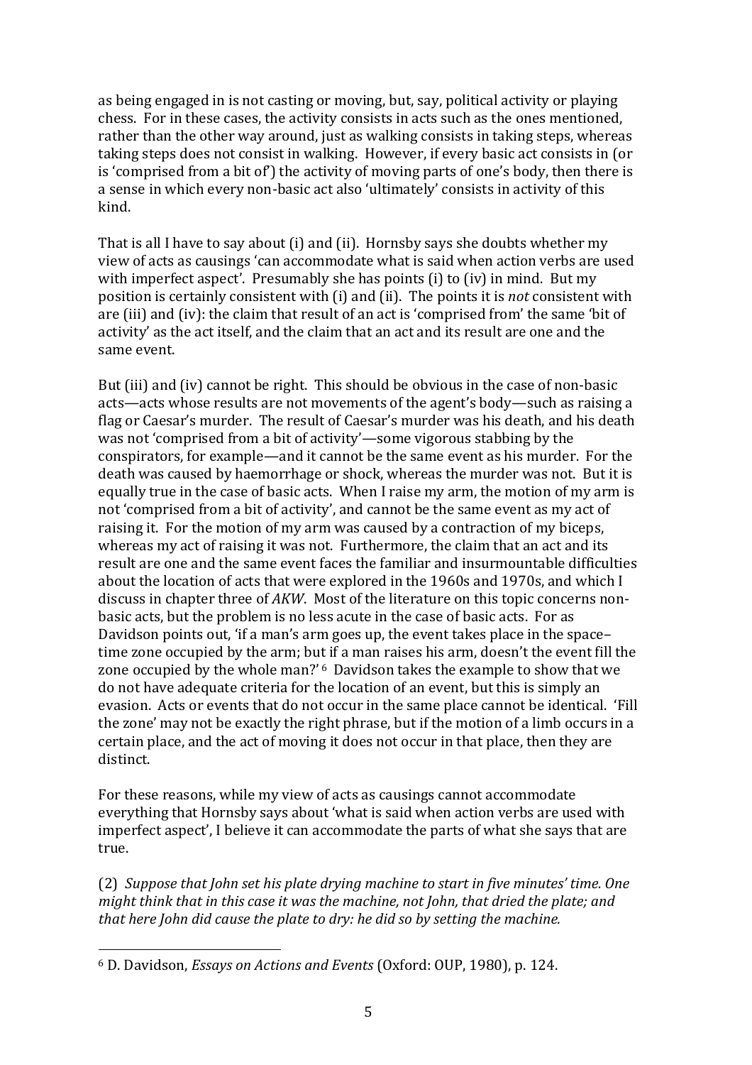as being engaged in is not casting or moving, but, say, political activity or playing chess. For in these cases, the activity consists in acts such as the ones mentioned, rather than the other way around, just as walking consists in taking steps, whereas taking steps does not consist in walking. However, if every basic act consists in (or is 'comprised from a bit of') the activity of moving parts of one's body, then there is a sense in which every non-basic act also 'ultimately' consists in activity of this kind.

That is all I have to say about (i) and (ii). Hornsby says she doubts whether my view of acts as causings 'can accommodate what is said when action verbs are used with imperfect aspect'. Presumably she has points (i) to (iv) in mind. But my position is certainly consistent with (i) and (ii). The points it is *not* consistent with are (iii) and (iv): the claim that result of an act is 'comprised from' the same 'bit of activity' as the act itself, and the claim that an act and its result are one and the same event.

But (iii) and (iv) cannot be right. This should be obvious in the case of non-basic acts—acts whose results are not movements of the agent's body—such as raising a flag or Caesar's murder. The result of Caesar's murder was his death, and his death was not 'comprised from a bit of activity'—some vigorous stabbing by the conspirators, for example—and it cannot be the same event as his murder. For the death was caused by haemorrhage or shock, whereas the murder was not. But it is equally true in the case of basic acts. When I raise my arm, the motion of my arm is not 'comprised from a bit of activity', and cannot be the same event as my act of raising it. For the motion of my arm was caused by a contraction of my biceps, whereas my act of raising it was not. Furthermore, the claim that an act and its result are one and the same event faces the familiar and insurmountable difficulties about the location of acts that were explored in the 1960s and 1970s, and which I discuss in chapter three of *AKW*. Most of the literature on this topic concerns non-basic acts, but the problem is no less acute in the case of basic acts. For as Davidson points out, 'if a man's arm goes up, the event takes place in the space–time zone occupied by the arm; but if a man raises his arm, doesn't the event fill the zone occupied by the whole man?'[6] Davidson takes the example to show that we do not have adequate criteria for the location of an event, but this is simply an evasion. Acts or events that do not occur in the same place cannot be identical. 'Fill the zone' may not be exactly the right phrase, but if the motion of a limb occurs in a certain place, and the act of moving it does not occur in that place, then they are distinct.

For these reasons, while my view of acts as causings cannot accommodate everything that Hornsby says about 'what is said when action verbs are used with imperfect aspect', I believe it can accommodate the parts of what she says that are true.

(2) *Suppose that John set his plate drying machine to start in five minutes' time. One might think that in this case it was the machine, not John, that dried the plate; and that here John did cause the plate to dry: he did so by setting the machine.*

---

[6] D. Davidson, *Essays on Actions and Events* (Oxford: OUP, 1980), p. 124.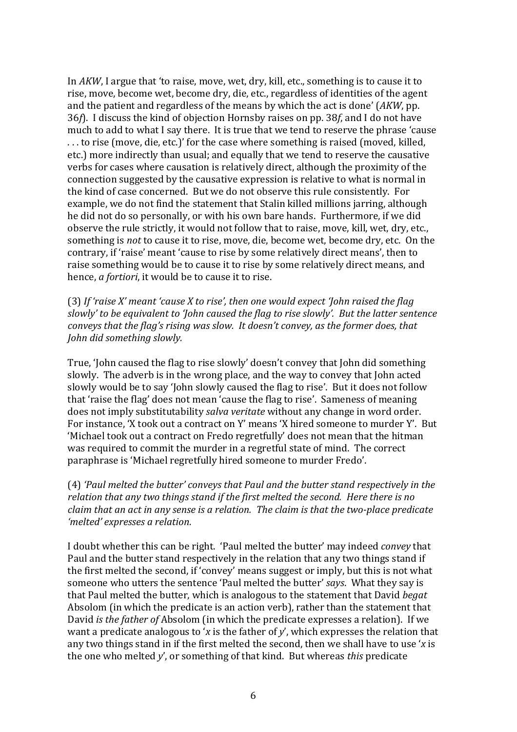In *AKW*, I argue that 'to raise, move, wet, dry, kill, etc., something is to cause it to rise, move, become wet, become dry, die, etc., regardless of identities of the agent and the patient and regardless of the means by which the act is done' (*AKW*, pp. 36*f*). I discuss the kind of objection Hornsby raises on pp. 38*f*, and I do not have much to add to what I say there. It is true that we tend to reserve the phrase 'cause . . . to rise (move, die, etc.)' for the case where something is raised (moved, killed, etc.) more indirectly than usual; and equally that we tend to reserve the causative verbs for cases where causation is relatively direct, although the proximity of the connection suggested by the causative expression is relative to what is normal in the kind of case concerned. But we do not observe this rule consistently. For example, we do not find the statement that Stalin killed millions jarring, although he did not do so personally, or with his own bare hands. Furthermore, if we did observe the rule strictly, it would not follow that to raise, move, kill, wet, dry, etc., something is *not* to cause it to rise, move, die, become wet, become dry, etc. On the contrary, if 'raise' meant 'cause to rise by some relatively direct means', then to raise something would be to cause it to rise by some relatively direct means, and hence, *a fortiori*, it would be to cause it to rise.

(3) *If 'raise X' meant 'cause X to rise', then one would expect 'John raised the flag slowly' to be equivalent to 'John caused the flag to rise slowly'. But the latter sentence conveys that the flag's rising was slow. It doesn't convey, as the former does, that John did something slowly.*

True, 'John caused the flag to rise slowly' doesn't convey that John did something slowly. The adverb is in the wrong place, and the way to convey that John acted slowly would be to say 'John slowly caused the flag to rise'. But it does not follow that 'raise the flag' does not mean 'cause the flag to rise'. Sameness of meaning does not imply substitutability *salva veritate* without any change in word order. For instance, 'X took out a contract on Y' means 'X hired someone to murder Y'. But 'Michael took out a contract on Fredo regretfully' does not mean that the hitman was required to commit the murder in a regretful state of mind. The correct paraphrase is 'Michael regretfully hired someone to murder Fredo'.

(4) *'Paul melted the butter' conveys that Paul and the butter stand respectively in the relation that any two things stand if the first melted the second. Here there is no claim that an act in any sense is a relation. The claim is that the two-place predicate 'melted' expresses a relation.*

I doubt whether this can be right. 'Paul melted the butter' may indeed *convey* that Paul and the butter stand respectively in the relation that any two things stand if the first melted the second, if 'convey' means suggest or imply, but this is not what someone who utters the sentence 'Paul melted the butter' *says*. What they say is that Paul melted the butter, which is analogous to the statement that David *begat* Absolom (in which the predicate is an action verb), rather than the statement that David *is the father of* Absolom (in which the predicate expresses a relation). If we want a predicate analogous to '*x* is the father of *y*', which expresses the relation that any two things stand in if the first melted the second, then we shall have to use '*x* is the one who melted *y*', or something of that kind. But whereas *this* predicate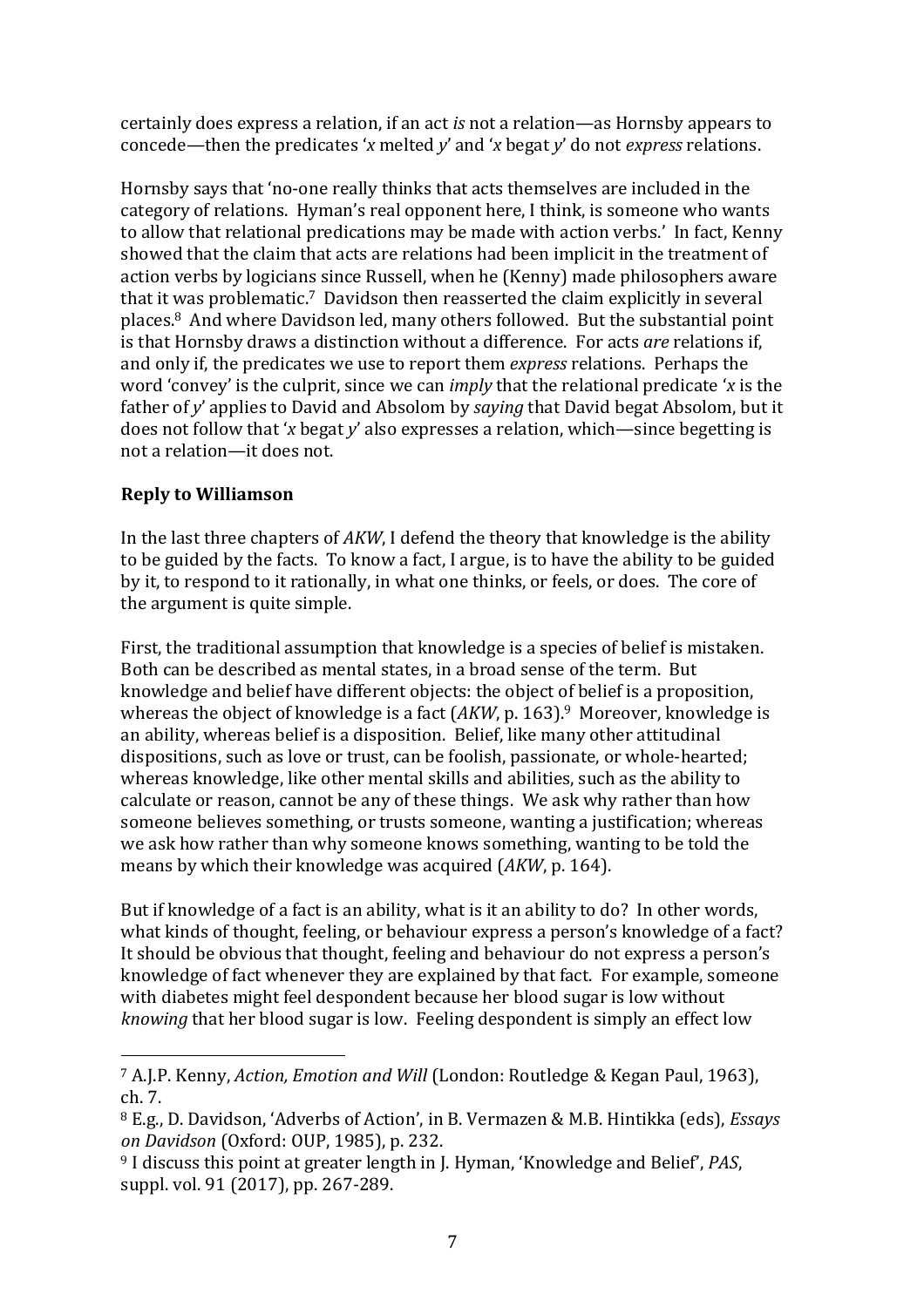certainly does express a relation, if an act *is* not a relation—as Hornsby appears to concede—then the predicates '*x* melted *y*' and '*x* begat *y*' do not *express* relations.

Hornsby says that 'no-one really thinks that acts themselves are included in the category of relations. Hyman's real opponent here, I think, is someone who wants to allow that relational predications may be made with action verbs.' In fact, Kenny showed that the claim that acts are relations had been implicit in the treatment of action verbs by logicians since Russell, when he (Kenny) made philosophers aware that it was problematic.[7] Davidson then reasserted the claim explicitly in several places.[8] And where Davidson led, many others followed. But the substantial point is that Hornsby draws a distinction without a difference. For acts *are* relations if, and only if, the predicates we use to report them *express* relations. Perhaps the word 'convey' is the culprit, since we can *imply* that the relational predicate '*x* is the father of *y*' applies to David and Absolom by *saying* that David begat Absolom, but it does not follow that '*x* begat *y*' also expresses a relation, which—since begetting is not a relation—it does not.

**Reply to Williamson**

In the last three chapters of *AKW*, I defend the theory that knowledge is the ability to be guided by the facts. To know a fact, I argue, is to have the ability to be guided by it, to respond to it rationally, in what one thinks, or feels, or does. The core of the argument is quite simple.

First, the traditional assumption that knowledge is a species of belief is mistaken. Both can be described as mental states, in a broad sense of the term. But knowledge and belief have different objects: the object of belief is a proposition, whereas the object of knowledge is a fact (*AKW*, p. 163).[9] Moreover, knowledge is an ability, whereas belief is a disposition. Belief, like many other attitudinal dispositions, such as love or trust, can be foolish, passionate, or whole-hearted; whereas knowledge, like other mental skills and abilities, such as the ability to calculate or reason, cannot be any of these things. We ask why rather than how someone believes something, or trusts someone, wanting a justification; whereas we ask how rather than why someone knows something, wanting to be told the means by which their knowledge was acquired (*AKW*, p. 164).

But if knowledge of a fact is an ability, what is it an ability to do? In other words, what kinds of thought, feeling, or behaviour express a person's knowledge of a fact? It should be obvious that thought, feeling and behaviour do not express a person's knowledge of fact whenever they are explained by that fact. For example, someone with diabetes might feel despondent because her blood sugar is low without *knowing* that her blood sugar is low. Feeling despondent is simply an effect low

---

[7] A.J.P. Kenny, *Action, Emotion and Will* (London: Routledge & Kegan Paul, 1963), ch. 7.

[8] E.g., D. Davidson, 'Adverbs of Action', in B. Vermazen & M.B. Hintikka (eds), *Essays on Davidson* (Oxford: OUP, 1985), p. 232.

[9] I discuss this point at greater length in J. Hyman, 'Knowledge and Belief', *PAS*, suppl. vol. 91 (2017), pp. 267-289.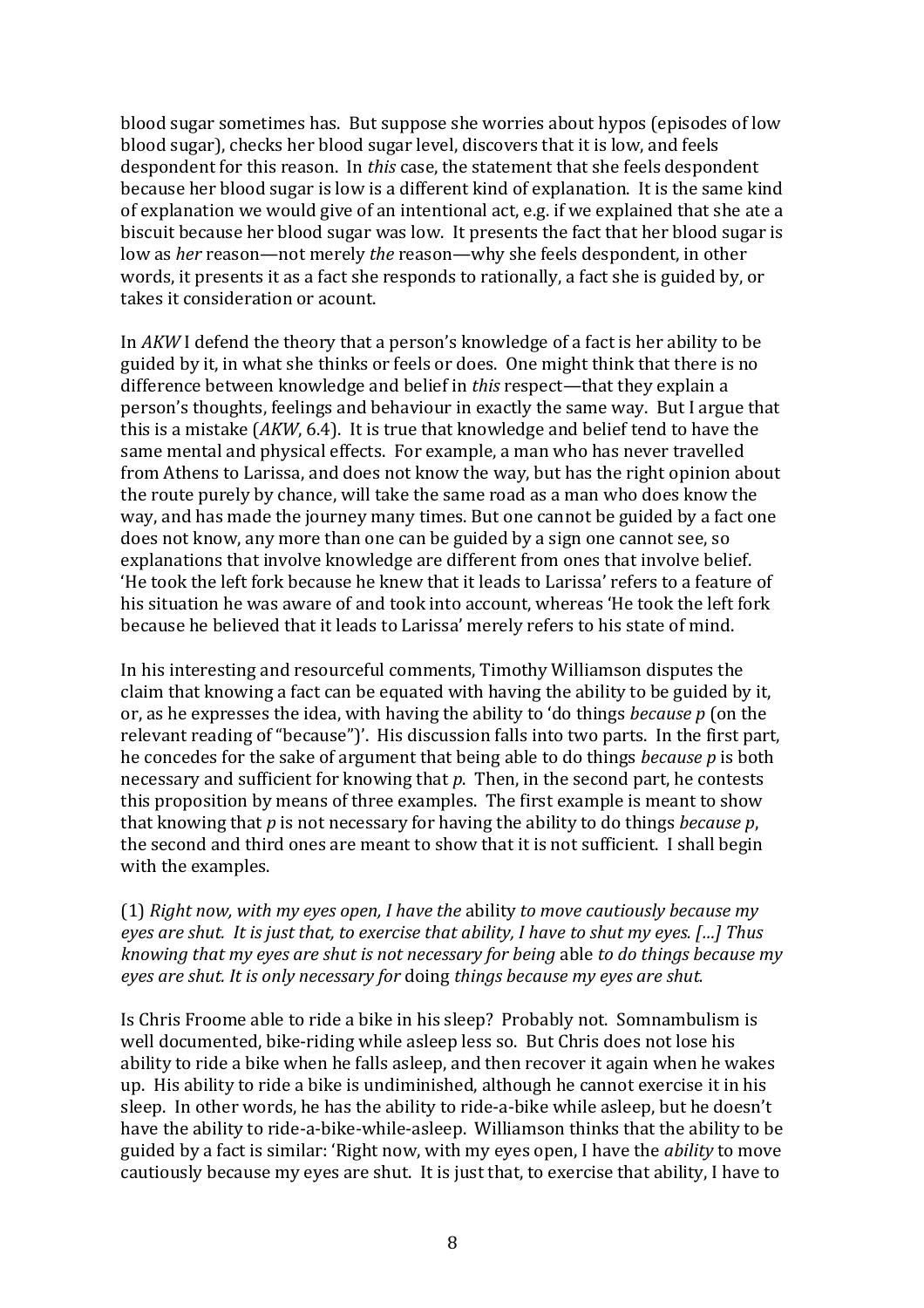blood sugar sometimes has. But suppose she worries about hypos (episodes of low blood sugar), checks her blood sugar level, discovers that it is low, and feels despondent for this reason. In *this* case, the statement that she feels despondent because her blood sugar is low is a different kind of explanation. It is the same kind of explanation we would give of an intentional act, e.g. if we explained that she ate a biscuit because her blood sugar was low. It presents the fact that her blood sugar is low as *her* reason—not merely *the* reason—why she feels despondent, in other words, it presents it as a fact she responds to rationally, a fact she is guided by, or takes it consideration or acount.

In *AKW* I defend the theory that a person's knowledge of a fact is her ability to be guided by it, in what she thinks or feels or does. One might think that there is no difference between knowledge and belief in *this* respect—that they explain a person's thoughts, feelings and behaviour in exactly the same way. But I argue that this is a mistake (*AKW*, 6.4). It is true that knowledge and belief tend to have the same mental and physical effects. For example, a man who has never travelled from Athens to Larissa, and does not know the way, but has the right opinion about the route purely by chance, will take the same road as a man who does know the way, and has made the journey many times. But one cannot be guided by a fact one does not know, any more than one can be guided by a sign one cannot see, so explanations that involve knowledge are different from ones that involve belief. 'He took the left fork because he knew that it leads to Larissa' refers to a feature of his situation he was aware of and took into account, whereas 'He took the left fork because he believed that it leads to Larissa' merely refers to his state of mind.

In his interesting and resourceful comments, Timothy Williamson disputes the claim that knowing a fact can be equated with having the ability to be guided by it, or, as he expresses the idea, with having the ability to 'do things *because p* (on the relevant reading of "because")'. His discussion falls into two parts. In the first part, he concedes for the sake of argument that being able to do things *because p* is both necessary and sufficient for knowing that *p*. Then, in the second part, he contests this proposition by means of three examples. The first example is meant to show that knowing that *p* is not necessary for having the ability to do things *because p*, the second and third ones are meant to show that it is not sufficient. I shall begin with the examples.

(1) *Right now, with my eyes open, I have the* ability *to move cautiously because my eyes are shut. It is just that, to exercise that ability, I have to shut my eyes. [...] Thus knowing that my eyes are shut is not necessary for being* able *to do things because my eyes are shut. It is only necessary for* doing *things because my eyes are shut.*

Is Chris Froome able to ride a bike in his sleep? Probably not. Somnambulism is well documented, bike-riding while asleep less so. But Chris does not lose his ability to ride a bike when he falls asleep, and then recover it again when he wakes up. His ability to ride a bike is undiminished, although he cannot exercise it in his sleep. In other words, he has the ability to ride-a-bike while asleep, but he doesn't have the ability to ride-a-bike-while-asleep. Williamson thinks that the ability to be guided by a fact is similar: 'Right now, with my eyes open, I have the *ability* to move cautiously because my eyes are shut. It is just that, to exercise that ability, I have to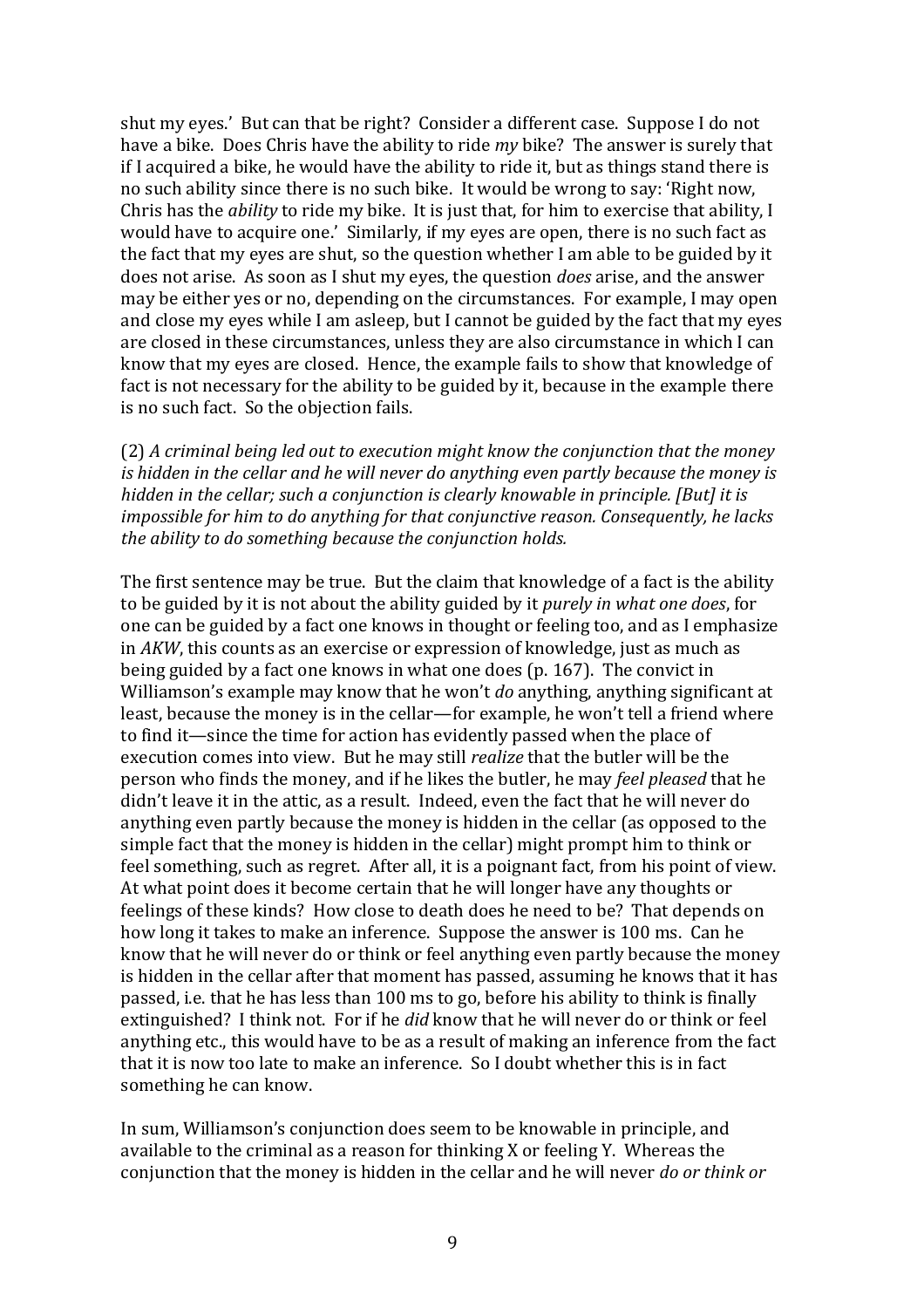shut my eyes.' But can that be right? Consider a different case. Suppose I do not have a bike. Does Chris have the ability to ride *my* bike? The answer is surely that if I acquired a bike, he would have the ability to ride it, but as things stand there is no such ability since there is no such bike. It would be wrong to say: 'Right now, Chris has the *ability* to ride my bike. It is just that, for him to exercise that ability, I would have to acquire one.' Similarly, if my eyes are open, there is no such fact as the fact that my eyes are shut, so the question whether I am able to be guided by it does not arise. As soon as I shut my eyes, the question *does* arise, and the answer may be either yes or no, depending on the circumstances. For example, I may open and close my eyes while I am asleep, but I cannot be guided by the fact that my eyes are closed in these circumstances, unless they are also circumstance in which I can know that my eyes are closed. Hence, the example fails to show that knowledge of fact is not necessary for the ability to be guided by it, because in the example there is no such fact. So the objection fails.

(2) *A criminal being led out to execution might know the conjunction that the money is hidden in the cellar and he will never do anything even partly because the money is hidden in the cellar; such a conjunction is clearly knowable in principle. [But] it is impossible for him to do anything for that conjunctive reason. Consequently, he lacks the ability to do something because the conjunction holds.*

The first sentence may be true. But the claim that knowledge of a fact is the ability to be guided by it is not about the ability guided by it *purely in what one does*, for one can be guided by a fact one knows in thought or feeling too, and as I emphasize in *AKW*, this counts as an exercise or expression of knowledge, just as much as being guided by a fact one knows in what one does (p. 167). The convict in Williamson's example may know that he won't *do* anything, anything significant at least, because the money is in the cellar—for example, he won't tell a friend where to find it—since the time for action has evidently passed when the place of execution comes into view. But he may still *realize* that the butler will be the person who finds the money, and if he likes the butler, he may *feel pleased* that he didn't leave it in the attic, as a result. Indeed, even the fact that he will never do anything even partly because the money is hidden in the cellar (as opposed to the simple fact that the money is hidden in the cellar) might prompt him to think or feel something, such as regret. After all, it is a poignant fact, from his point of view. At what point does it become certain that he will longer have any thoughts or feelings of these kinds? How close to death does he need to be? That depends on how long it takes to make an inference. Suppose the answer is 100 ms. Can he know that he will never do or think or feel anything even partly because the money is hidden in the cellar after that moment has passed, assuming he knows that it has passed, i.e. that he has less than 100 ms to go, before his ability to think is finally extinguished? I think not. For if he *did* know that he will never do or think or feel anything etc., this would have to be as a result of making an inference from the fact that it is now too late to make an inference. So I doubt whether this is in fact something he can know.

In sum, Williamson's conjunction does seem to be knowable in principle, and available to the criminal as a reason for thinking X or feeling Y. Whereas the conjunction that the money is hidden in the cellar and he will never *do or think or*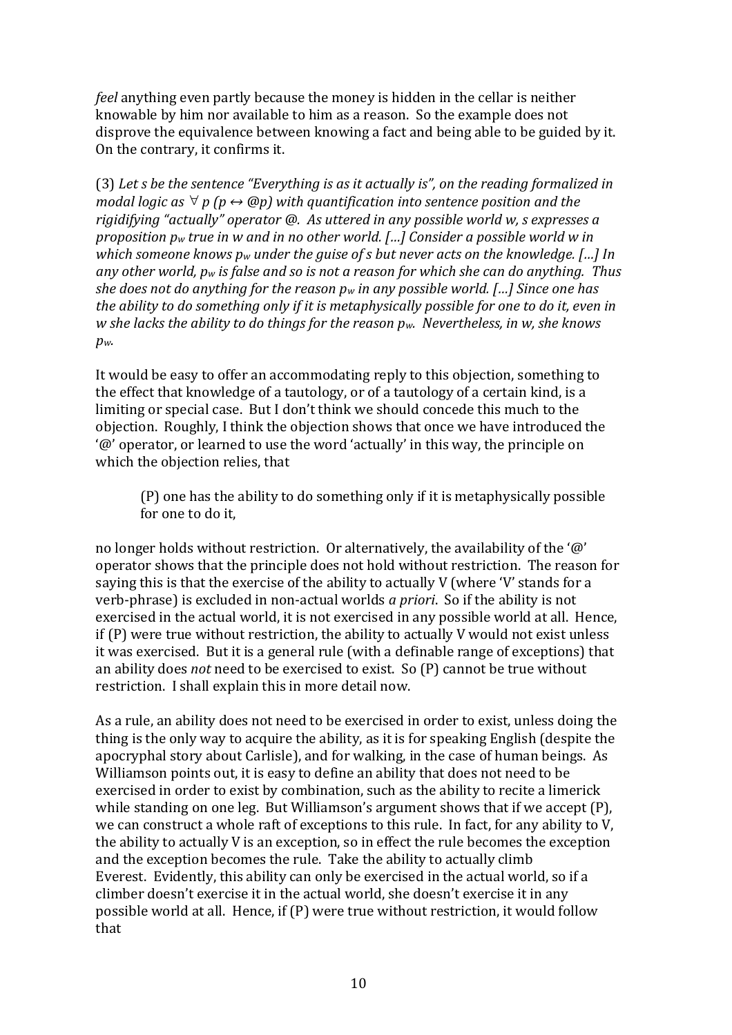*feel* anything even partly because the money is hidden in the cellar is neither knowable by him nor available to him as a reason. So the example does not disprove the equivalence between knowing a fact and being able to be guided by it. On the contrary, it confirms it.

(3) *Let s be the sentence "Everything is as it actually is", on the reading formalized in modal logic as* $\forall p\ (p \leftrightarrow @p)$ *with quantification into sentence position and the rigidifying "actually" operator @. As uttered in any possible world w, s expresses a proposition* $p_w$ *true in w and in no other world. [...] Consider a possible world w in which someone knows* $p_w$ *under the guise of s but never acts on the knowledge. [...] In any other world,* $p_w$ *is false and so is not a reason for which she can do anything. Thus she does not do anything for the reason* $p_w$ *in any possible world. [...] Since one has the ability to do something only if it is metaphysically possible for one to do it, even in w she lacks the ability to do things for the reason* $p_w$*. Nevertheless, in w, she knows* $p_w$*.*

It would be easy to offer an accommodating reply to this objection, something to the effect that knowledge of a tautology, or of a tautology of a certain kind, is a limiting or special case. But I don't think we should concede this much to the objection. Roughly, I think the objection shows that once we have introduced the '@' operator, or learned to use the word 'actually' in this way, the principle on which the objection relies, that

> (P) one has the ability to do something only if it is metaphysically possible for one to do it,

no longer holds without restriction. Or alternatively, the availability of the '@' operator shows that the principle does not hold without restriction. The reason for saying this is that the exercise of the ability to actually V (where 'V' stands for a verb-phrase) is excluded in non-actual worlds *a priori*. So if the ability is not exercised in the actual world, it is not exercised in any possible world at all. Hence, if (P) were true without restriction, the ability to actually V would not exist unless it was exercised. But it is a general rule (with a definable range of exceptions) that an ability does *not* need to be exercised to exist. So (P) cannot be true without restriction. I shall explain this in more detail now.

As a rule, an ability does not need to be exercised in order to exist, unless doing the thing is the only way to acquire the ability, as it is for speaking English (despite the apocryphal story about Carlisle), and for walking, in the case of human beings. As Williamson points out, it is easy to define an ability that does not need to be exercised in order to exist by combination, such as the ability to recite a limerick while standing on one leg. But Williamson's argument shows that if we accept (P), we can construct a whole raft of exceptions to this rule. In fact, for any ability to V, the ability to actually V is an exception, so in effect the rule becomes the exception and the exception becomes the rule. Take the ability to actually climb Everest. Evidently, this ability can only be exercised in the actual world, so if a climber doesn't exercise it in the actual world, she doesn't exercise it in any possible world at all. Hence, if (P) were true without restriction, it would follow that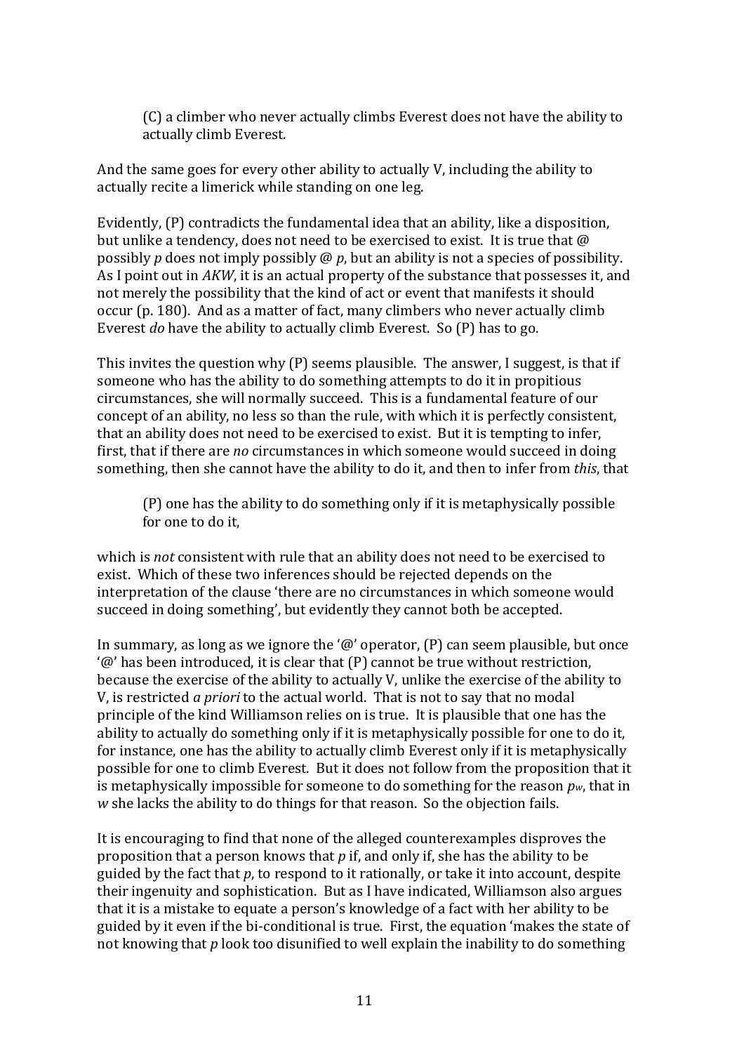(C) a climber who never actually climbs Everest does not have the ability to actually climb Everest.

And the same goes for every other ability to actually V, including the ability to actually recite a limerick while standing on one leg.

Evidently, (P) contradicts the fundamental idea that an ability, like a disposition, but unlike a tendency, does not need to be exercised to exist. It is true that @ possibly *p* does not imply possibly @ *p*, but an ability is not a species of possibility. As I point out in *AKW*, it is an actual property of the substance that possesses it, and not merely the possibility that the kind of act or event that manifests it should occur (p. 180). And as a matter of fact, many climbers who never actually climb Everest *do* have the ability to actually climb Everest. So (P) has to go.

This invites the question why (P) seems plausible. The answer, I suggest, is that if someone who has the ability to do something attempts to do it in propitious circumstances, she will normally succeed. This is a fundamental feature of our concept of an ability, no less so than the rule, with which it is perfectly consistent, that an ability does not need to be exercised to exist. But it is tempting to infer, first, that if there are *no* circumstances in which someone would succeed in doing something, then she cannot have the ability to do it, and then to infer from *this*, that

(P) one has the ability to do something only if it is metaphysically possible for one to do it,

which is *not* consistent with rule that an ability does not need to be exercised to exist. Which of these two inferences should be rejected depends on the interpretation of the clause 'there are no circumstances in which someone would succeed in doing something', but evidently they cannot both be accepted.

In summary, as long as we ignore the '@' operator, (P) can seem plausible, but once '@' has been introduced, it is clear that (P) cannot be true without restriction, because the exercise of the ability to actually V, unlike the exercise of the ability to V, is restricted *a priori* to the actual world. That is not to say that no modal principle of the kind Williamson relies on is true. It is plausible that one has the ability to actually do something only if it is metaphysically possible for one to do it, for instance, one has the ability to actually climb Everest only if it is metaphysically possible for one to climb Everest. But it does not follow from the proposition that it is metaphysically impossible for someone to do something for the reason $p_w$, that in *w* she lacks the ability to do things for that reason. So the objection fails.

It is encouraging to find that none of the alleged counterexamples disproves the proposition that a person knows that *p* if, and only if, she has the ability to be guided by the fact that *p*, to respond to it rationally, or take it into account, despite their ingenuity and sophistication. But as I have indicated, Williamson also argues that it is a mistake to equate a person's knowledge of a fact with her ability to be guided by it even if the bi-conditional is true. First, the equation 'makes the state of not knowing that *p* look too disunified to well explain the inability to do something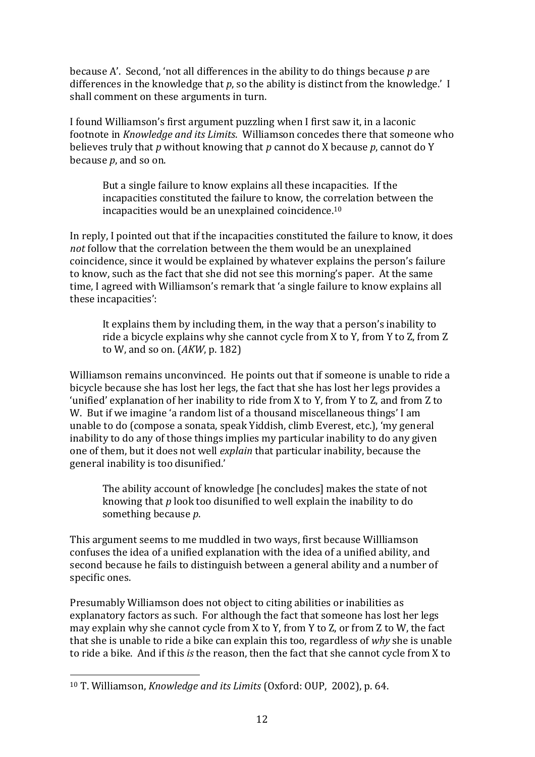because A'. Second, 'not all differences in the ability to do things because *p* are differences in the knowledge that *p*, so the ability is distinct from the knowledge.' I shall comment on these arguments in turn.

I found Williamson's first argument puzzling when I first saw it, in a laconic footnote in *Knowledge and its Limits*. Williamson concedes there that someone who believes truly that *p* without knowing that *p* cannot do X because *p*, cannot do Y because *p*, and so on.

> But a single failure to know explains all these incapacities. If the incapacities constituted the failure to know, the correlation between the incapacities would be an unexplained coincidence.[10]

In reply, I pointed out that if the incapacities constituted the failure to know, it does *not* follow that the correlation between the them would be an unexplained coincidence, since it would be explained by whatever explains the person's failure to know, such as the fact that she did not see this morning's paper. At the same time, I agreed with Williamson's remark that 'a single failure to know explains all these incapacities':

> It explains them by including them, in the way that a person's inability to ride a bicycle explains why she cannot cycle from X to Y, from Y to Z, from Z to W, and so on. (*AKW*, p. 182)

Williamson remains unconvinced. He points out that if someone is unable to ride a bicycle because she has lost her legs, the fact that she has lost her legs provides a 'unified' explanation of her inability to ride from X to Y, from Y to Z, and from Z to W. But if we imagine 'a random list of a thousand miscellaneous things' I am unable to do (compose a sonata, speak Yiddish, climb Everest, etc.), 'my general inability to do any of those things implies my particular inability to do any given one of them, but it does not well *explain* that particular inability, because the general inability is too disunified.'

> The ability account of knowledge [he concludes] makes the state of not knowing that *p* look too disunified to well explain the inability to do something because *p*.

This argument seems to me muddled in two ways, first because Willliamson confuses the idea of a unified explanation with the idea of a unified ability, and second because he fails to distinguish between a general ability and a number of specific ones.

Presumably Williamson does not object to citing abilities or inabilities as explanatory factors as such. For although the fact that someone has lost her legs may explain why she cannot cycle from X to Y, from Y to Z, or from Z to W, the fact that she is unable to ride a bike can explain this too, regardless of *why* she is unable to ride a bike. And if this *is* the reason, then the fact that she cannot cycle from X to

---

[10] T. Williamson, *Knowledge and its Limits* (Oxford: OUP, 2002), p. 64.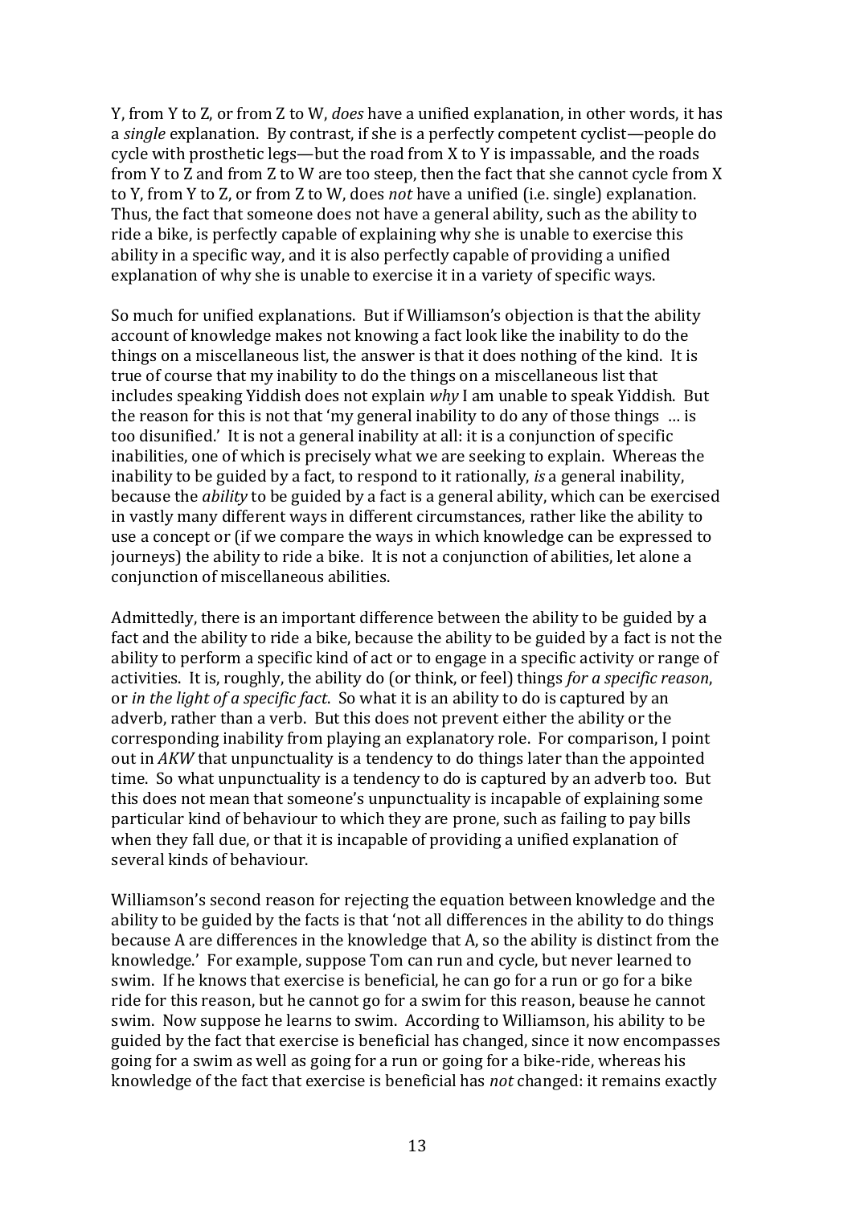Y, from Y to Z, or from Z to W, *does* have a unified explanation, in other words, it has a *single* explanation. By contrast, if she is a perfectly competent cyclist—people do cycle with prosthetic legs—but the road from X to Y is impassable, and the roads from Y to Z and from Z to W are too steep, then the fact that she cannot cycle from X to Y, from Y to Z, or from Z to W, does *not* have a unified (i.e. single) explanation. Thus, the fact that someone does not have a general ability, such as the ability to ride a bike, is perfectly capable of explaining why she is unable to exercise this ability in a specific way, and it is also perfectly capable of providing a unified explanation of why she is unable to exercise it in a variety of specific ways.

So much for unified explanations. But if Williamson's objection is that the ability account of knowledge makes not knowing a fact look like the inability to do the things on a miscellaneous list, the answer is that it does nothing of the kind. It is true of course that my inability to do the things on a miscellaneous list that includes speaking Yiddish does not explain *why* I am unable to speak Yiddish. But the reason for this is not that 'my general inability to do any of those things … is too disunified.' It is not a general inability at all: it is a conjunction of specific inabilities, one of which is precisely what we are seeking to explain. Whereas the inability to be guided by a fact, to respond to it rationally, *is* a general inability, because the *ability* to be guided by a fact is a general ability, which can be exercised in vastly many different ways in different circumstances, rather like the ability to use a concept or (if we compare the ways in which knowledge can be expressed to journeys) the ability to ride a bike. It is not a conjunction of abilities, let alone a conjunction of miscellaneous abilities.

Admittedly, there is an important difference between the ability to be guided by a fact and the ability to ride a bike, because the ability to be guided by a fact is not the ability to perform a specific kind of act or to engage in a specific activity or range of activities. It is, roughly, the ability do (or think, or feel) things *for a specific reason*, or *in the light of a specific fact*. So what it is an ability to do is captured by an adverb, rather than a verb. But this does not prevent either the ability or the corresponding inability from playing an explanatory role. For comparison, I point out in *AKW* that unpunctuality is a tendency to do things later than the appointed time. So what unpunctuality is a tendency to do is captured by an adverb too. But this does not mean that someone's unpunctuality is incapable of explaining some particular kind of behaviour to which they are prone, such as failing to pay bills when they fall due, or that it is incapable of providing a unified explanation of several kinds of behaviour.

Williamson's second reason for rejecting the equation between knowledge and the ability to be guided by the facts is that 'not all differences in the ability to do things because A are differences in the knowledge that A, so the ability is distinct from the knowledge.' For example, suppose Tom can run and cycle, but never learned to swim. If he knows that exercise is beneficial, he can go for a run or go for a bike ride for this reason, but he cannot go for a swim for this reason, beause he cannot swim. Now suppose he learns to swim. According to Williamson, his ability to be guided by the fact that exercise is beneficial has changed, since it now encompasses going for a swim as well as going for a run or going for a bike-ride, whereas his knowledge of the fact that exercise is beneficial has *not* changed: it remains exactly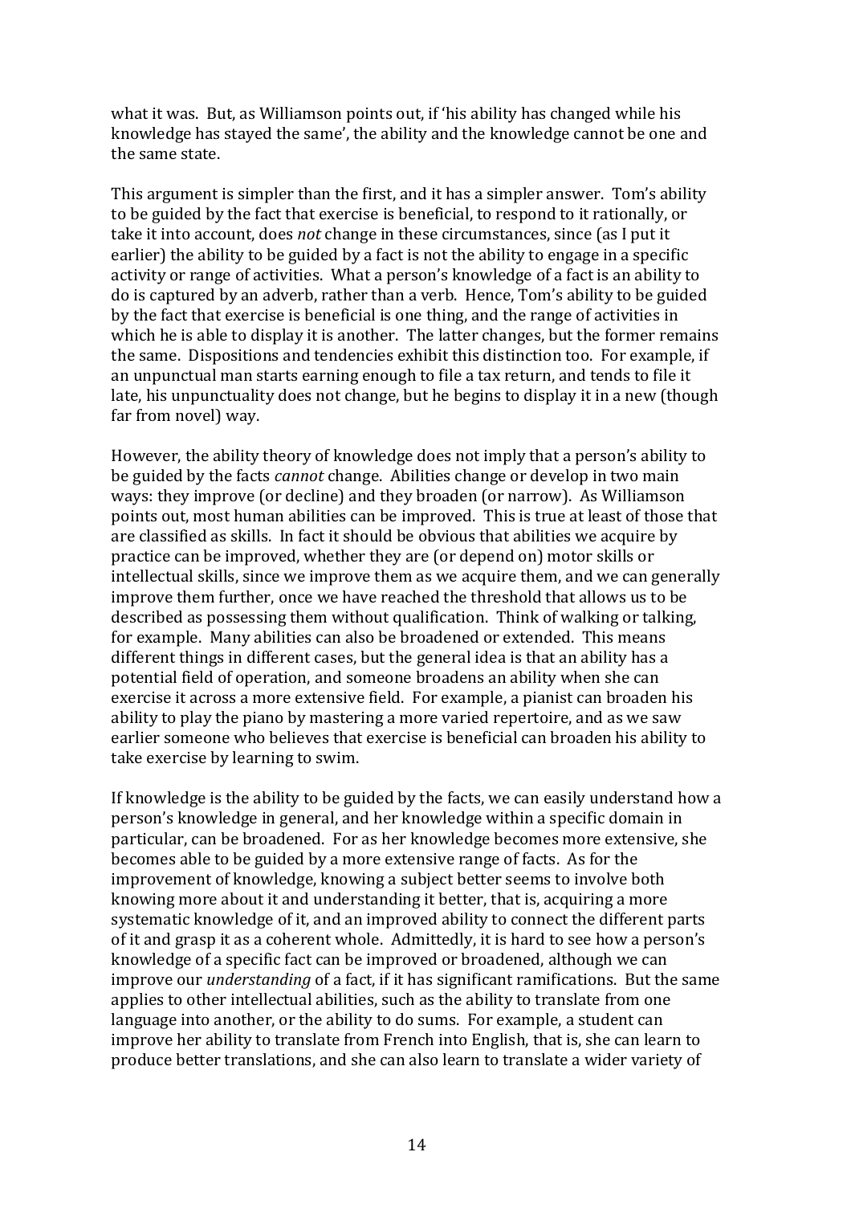what it was. But, as Williamson points out, if 'his ability has changed while his knowledge has stayed the same', the ability and the knowledge cannot be one and the same state.

This argument is simpler than the first, and it has a simpler answer. Tom's ability to be guided by the fact that exercise is beneficial, to respond to it rationally, or take it into account, does *not* change in these circumstances, since (as I put it earlier) the ability to be guided by a fact is not the ability to engage in a specific activity or range of activities. What a person's knowledge of a fact is an ability to do is captured by an adverb, rather than a verb. Hence, Tom's ability to be guided by the fact that exercise is beneficial is one thing, and the range of activities in which he is able to display it is another. The latter changes, but the former remains the same. Dispositions and tendencies exhibit this distinction too. For example, if an unpunctual man starts earning enough to file a tax return, and tends to file it late, his unpunctuality does not change, but he begins to display it in a new (though far from novel) way.

However, the ability theory of knowledge does not imply that a person's ability to be guided by the facts *cannot* change. Abilities change or develop in two main ways: they improve (or decline) and they broaden (or narrow). As Williamson points out, most human abilities can be improved. This is true at least of those that are classified as skills. In fact it should be obvious that abilities we acquire by practice can be improved, whether they are (or depend on) motor skills or intellectual skills, since we improve them as we acquire them, and we can generally improve them further, once we have reached the threshold that allows us to be described as possessing them without qualification. Think of walking or talking, for example. Many abilities can also be broadened or extended. This means different things in different cases, but the general idea is that an ability has a potential field of operation, and someone broadens an ability when she can exercise it across a more extensive field. For example, a pianist can broaden his ability to play the piano by mastering a more varied repertoire, and as we saw earlier someone who believes that exercise is beneficial can broaden his ability to take exercise by learning to swim.

If knowledge is the ability to be guided by the facts, we can easily understand how a person's knowledge in general, and her knowledge within a specific domain in particular, can be broadened. For as her knowledge becomes more extensive, she becomes able to be guided by a more extensive range of facts. As for the improvement of knowledge, knowing a subject better seems to involve both knowing more about it and understanding it better, that is, acquiring a more systematic knowledge of it, and an improved ability to connect the different parts of it and grasp it as a coherent whole. Admittedly, it is hard to see how a person's knowledge of a specific fact can be improved or broadened, although we can improve our *understanding* of a fact, if it has significant ramifications. But the same applies to other intellectual abilities, such as the ability to translate from one language into another, or the ability to do sums. For example, a student can improve her ability to translate from French into English, that is, she can learn to produce better translations, and she can also learn to translate a wider variety of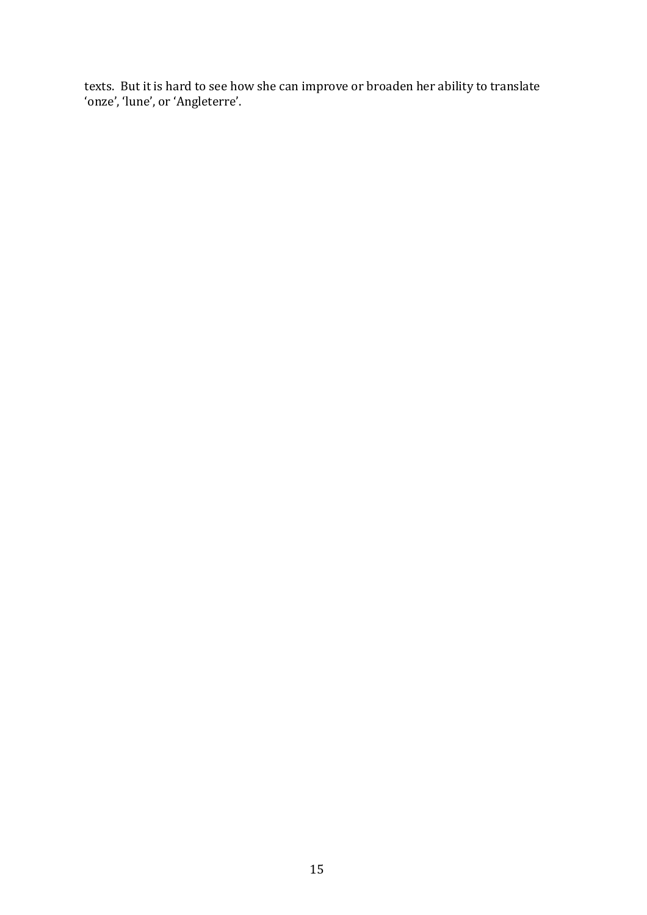texts. But it is hard to see how she can improve or broaden her ability to translate 'onze', 'lune', or 'Angleterre'.